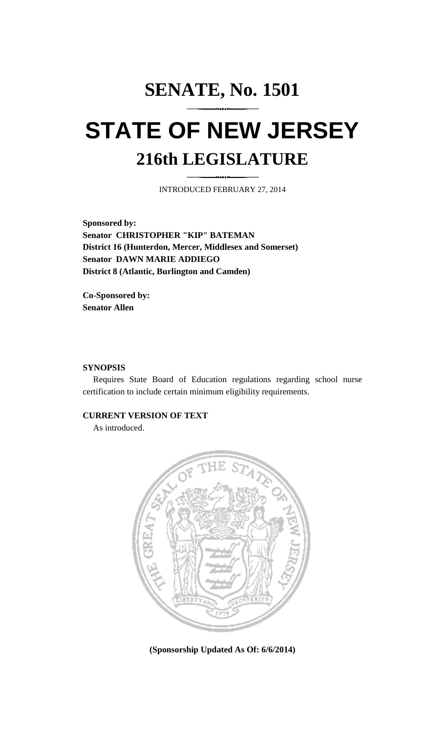# SENATE, No. 1501

# STATE OF NEW JERSEY

## 216th LEGISLATURE

INTRODUCED FEBRUARY 27, 2014

**Sponsored by:**
**Senator CHRISTOPHER "KIP" BATEMAN**
**District 16 (Hunterdon, Mercer, Middlesex and Somerset)**
**Senator DAWN MARIE ADDIEGO**
**District 8 (Atlantic, Burlington and Camden)**

**Co-Sponsored by:**
**Senator Allen**

**SYNOPSIS**

Requires State Board of Education regulations regarding school nurse certification to include certain minimum eligibility requirements.

**CURRENT VERSION OF TEXT**

As introduced.

**(Sponsorship Updated As Of: 6/6/2014)**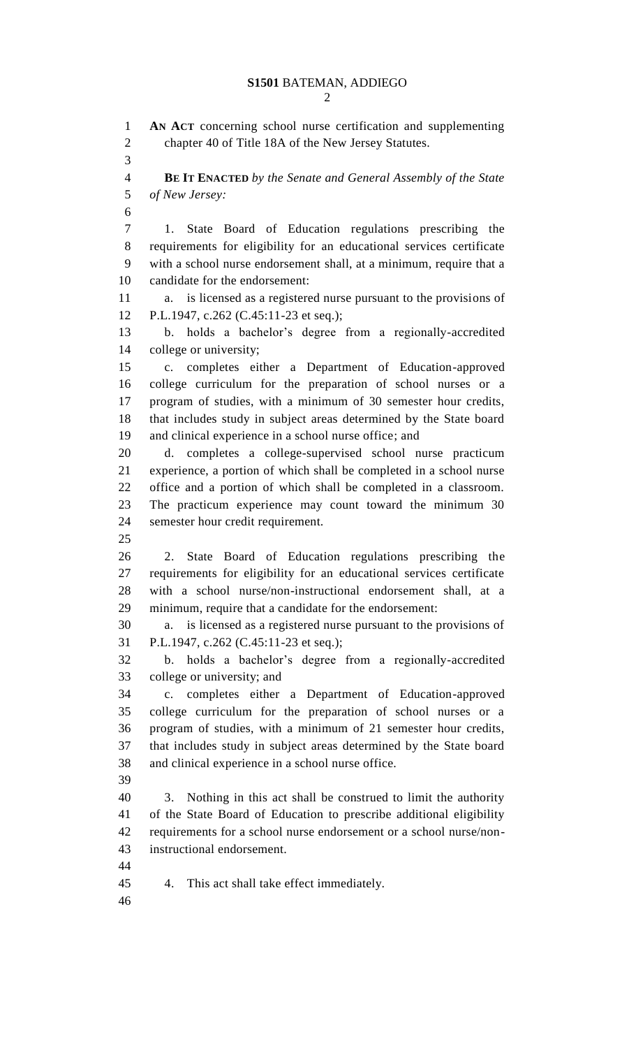**AN ACT** concerning school nurse certification and supplementing chapter 40 of Title 18A of the New Jersey Statutes.

**BE IT ENACTED** *by the Senate and General Assembly of the State of New Jersey:*

1. State Board of Education regulations prescribing the requirements for eligibility for an educational services certificate with a school nurse endorsement shall, at a minimum, require that a candidate for the endorsement:

a. is licensed as a registered nurse pursuant to the provisions of P.L.1947, c.262 (C.45:11-23 et seq.);

b. holds a bachelor's degree from a regionally-accredited college or university;

c. completes either a Department of Education-approved college curriculum for the preparation of school nurses or a program of studies, with a minimum of 30 semester hour credits, that includes study in subject areas determined by the State board and clinical experience in a school nurse office; and

d. completes a college-supervised school nurse practicum experience, a portion of which shall be completed in a school nurse office and a portion of which shall be completed in a classroom. The practicum experience may count toward the minimum 30 semester hour credit requirement.

2. State Board of Education regulations prescribing the requirements for eligibility for an educational services certificate with a school nurse/non-instructional endorsement shall, at a minimum, require that a candidate for the endorsement:

a. is licensed as a registered nurse pursuant to the provisions of P.L.1947, c.262 (C.45:11-23 et seq.);

b. holds a bachelor's degree from a regionally-accredited college or university; and

c. completes either a Department of Education-approved college curriculum for the preparation of school nurses or a program of studies, with a minimum of 21 semester hour credits, that includes study in subject areas determined by the State board and clinical experience in a school nurse office.

3. Nothing in this act shall be construed to limit the authority of the State Board of Education to prescribe additional eligibility requirements for a school nurse endorsement or a school nurse/non-instructional endorsement.

4. This act shall take effect immediately.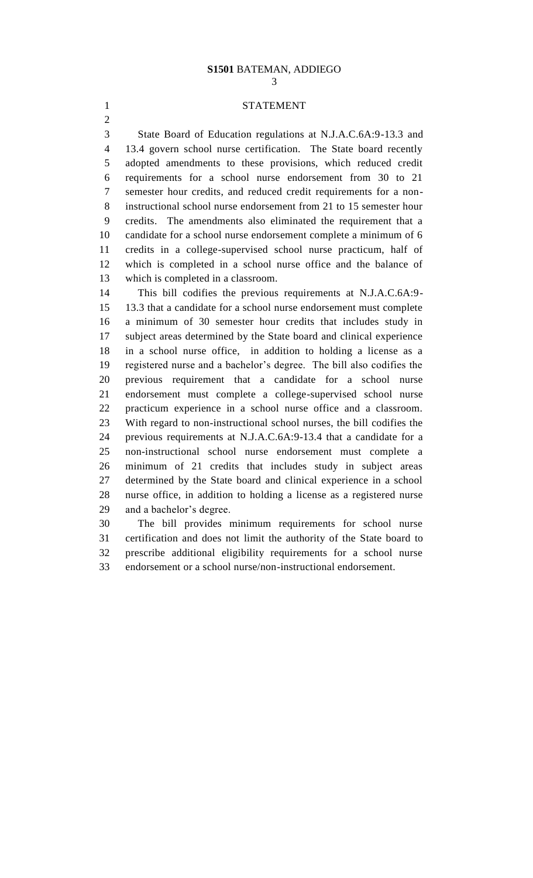# STATEMENT

State Board of Education regulations at N.J.A.C.6A:9-13.3 and 13.4 govern school nurse certification. The State board recently adopted amendments to these provisions, which reduced credit requirements for a school nurse endorsement from 30 to 21 semester hour credits, and reduced credit requirements for a non-instructional school nurse endorsement from 21 to 15 semester hour credits. The amendments also eliminated the requirement that a candidate for a school nurse endorsement complete a minimum of 6 credits in a college-supervised school nurse practicum, half of which is completed in a school nurse office and the balance of which is completed in a classroom.

This bill codifies the previous requirements at N.J.A.C.6A:9-13.3 that a candidate for a school nurse endorsement must complete a minimum of 30 semester hour credits that includes study in subject areas determined by the State board and clinical experience in a school nurse office, in addition to holding a license as a registered nurse and a bachelor's degree. The bill also codifies the previous requirement that a candidate for a school nurse endorsement must complete a college-supervised school nurse practicum experience in a school nurse office and a classroom. With regard to non-instructional school nurses, the bill codifies the previous requirements at N.J.A.C.6A:9-13.4 that a candidate for a non-instructional school nurse endorsement must complete a minimum of 21 credits that includes study in subject areas determined by the State board and clinical experience in a school nurse office, in addition to holding a license as a registered nurse and a bachelor's degree.

The bill provides minimum requirements for school nurse certification and does not limit the authority of the State board to prescribe additional eligibility requirements for a school nurse endorsement or a school nurse/non-instructional endorsement.